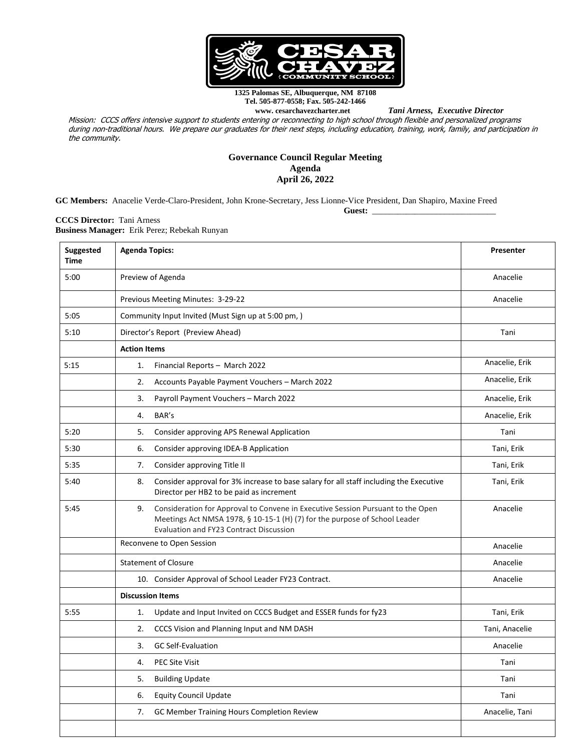CESAR CHAVEZ COMMUNITY SCHOOL

**1325 Palomas SE, Albuquerque, NM 87108**
**Tel. 505-877-0558; Fax. 505-242-1466**
**www. cesarchavezcharter.net** ***Tani Arness, Executive Director***

*Mission: CCCS offers intensive support to students entering or reconnecting to high school through flexible and personalized programs during non-traditional hours. We prepare our graduates for their next steps, including education, training, work, family, and participation in the community.*

## Governance Council Regular Meeting
## Agenda
## April 26, 2022

**GC Members:** Anacelie Verde-Claro-President, John Krone-Secretary, Jess Lionne-Vice President, Dan Shapiro, Maxine Freed

**Guest:** ______________________________

**CCCS Director:** Tani Arness
**Business Manager:** Erik Perez; Rebekah Runyan

| Suggested Time | Agenda Topics: | Presenter |
|---|---|---|
| 5:00 | Preview of Agenda | Anacelie |
| | Previous Meeting Minutes: 3-29-22 | Anacelie |
| 5:05 | Community Input Invited (Must Sign up at 5:00 pm, ) | |
| 5:10 | Director's Report (Preview Ahead) | Tani |
| | **Action Items** | |
| 5:15 | 1. Financial Reports – March 2022 | Anacelie, Erik |
| | 2. Accounts Payable Payment Vouchers – March 2022 | Anacelie, Erik |
| | 3. Payroll Payment Vouchers – March 2022 | Anacelie, Erik |
| | 4. BAR's | Anacelie, Erik |
| 5:20 | 5. Consider approving APS Renewal Application | Tani |
| 5:30 | 6. Consider approving IDEA-B Application | Tani, Erik |
| 5:35 | 7. Consider approving Title II | Tani, Erik |
| 5:40 | 8. Consider approval for 3% increase to base salary for all staff including the Executive Director per HB2 to be paid as increment | Tani, Erik |
| 5:45 | 9. Consideration for Approval to Convene in Executive Session Pursuant to the Open Meetings Act NMSA 1978, § 10-15-1 (H) (7) for the purpose of School Leader Evaluation and FY23 Contract Discussion | Anacelie |
| | Reconvene to Open Session | Anacelie |
| | Statement of Closure | Anacelie |
| | 10. Consider Approval of School Leader FY23 Contract. | Anacelie |
| | **Discussion Items** | |
| 5:55 | 1. Update and Input Invited on CCCS Budget and ESSER funds for fy23 | Tani, Erik |
| | 2. CCCS Vision and Planning Input and NM DASH | Tani, Anacelie |
| | 3. GC Self-Evaluation | Anacelie |
| | 4. PEC Site Visit | Tani |
| | 5. Building Update | Tani |
| | 6. Equity Council Update | Tani |
| | 7. GC Member Training Hours Completion Review | Anacelie, Tani |
| | | |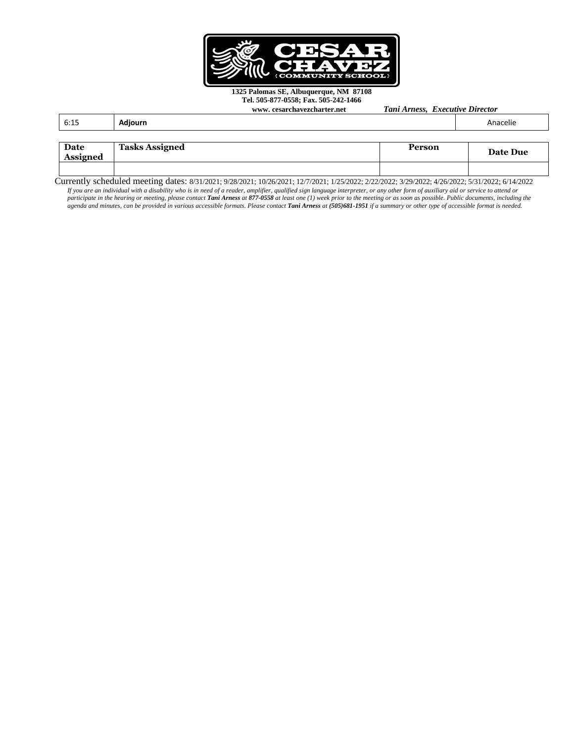1325 Palomas SE, Albuquerque, NM 87108
Tel. 505-877-0558; Fax. 505-242-1466
www. cesarchavezcharter.net *Tani Arness, Executive Director*

| | | |
|---|---|---|
| 6:15 | **Adjourn** | Anacelie |

| Date Assigned | Tasks Assigned | Person | Date Due |
|---|---|---|---|
| | | | |

Currently scheduled meeting dates: 8/31/2021; 9/28/2021; 10/26/2021; 12/7/2021; 1/25/2022; 2/22/2022; 3/29/2022; 4/26/2022; 5/31/2022; 6/14/2022

*If you are an individual with a disability who is in need of a reader, amplifier, qualified sign language interpreter, or any other form of auxiliary aid or service to attend or participate in the hearing or meeting, please contact **Tani Arness** at **877-0558** at least one (1) week prior to the meeting or as soon as possible. Public documents, including the agenda and minutes, can be provided in various accessible formats. Please contact **Tani Arness** at **(505)681-1951** if a summary or other type of accessible format is needed.*